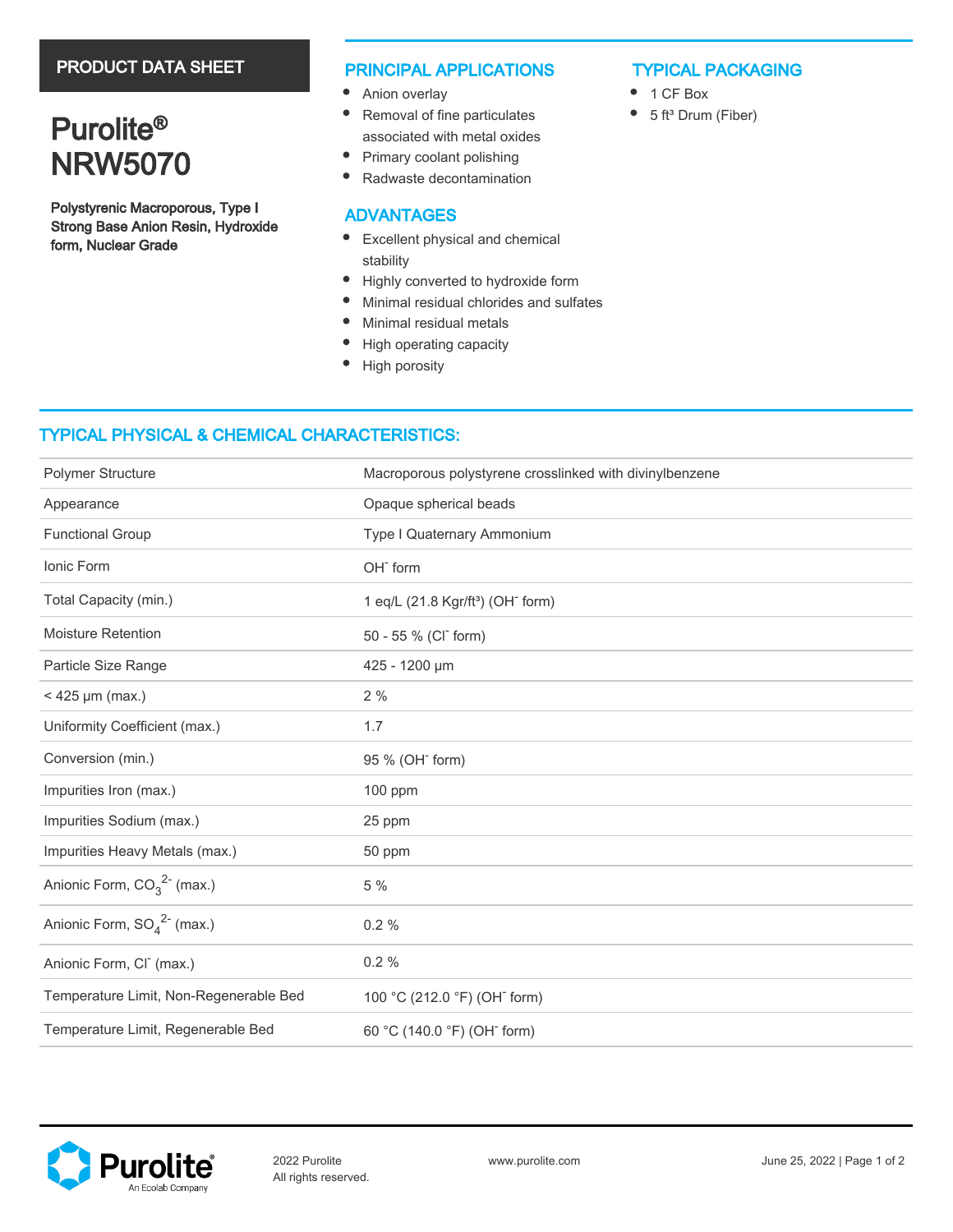PRODUCT DATA SHEET

# Purolite® NRW5070

**Polystyrenic Macroporous, Type I Strong Base Anion Resin, Hydroxide form, Nuclear Grade**

## PRINCIPAL APPLICATIONS

- Anion overlay
- Removal of fine particulates associated with metal oxides
- Primary coolant polishing
- Radwaste decontamination

## ADVANTAGES

- Excellent physical and chemical stability
- Highly converted to hydroxide form
- Minimal residual chlorides and sulfates
- Minimal residual metals
- High operating capacity
- High porosity

## TYPICAL PACKAGING

- 1 CF Box
- 5 ft³ Drum (Fiber)

## TYPICAL PHYSICAL & CHEMICAL CHARACTERISTICS:

| | |
|---|---|
| Polymer Structure | Macroporous polystyrene crosslinked with divinylbenzene |
| Appearance | Opaque spherical beads |
| Functional Group | Type I Quaternary Ammonium |
| Ionic Form | $OH^-$ form |
| Total Capacity (min.) | 1 eq/L (21.8 Kgr/ft³) ($OH^-$ form) |
| Moisture Retention | 50 - 55 % ($Cl^-$ form) |
| Particle Size Range | 425 - 1200 µm |
| < 425 µm (max.) | 2 % |
| Uniformity Coefficient (max.) | 1.7 |
| Conversion (min.) | 95 % ($OH^-$ form) |
| Impurities Iron (max.) | 100 ppm |
| Impurities Sodium (max.) | 25 ppm |
| Impurities Heavy Metals (max.) | 50 ppm |
| Anionic Form, $CO_3^{2-}$ (max.) | 5 % |
| Anionic Form, $SO_4^{2-}$ (max.) | 0.2 % |
| Anionic Form, $Cl^-$ (max.) | 0.2 % |
| Temperature Limit, Non-Regenerable Bed | 100 °C (212.0 °F) ($OH^-$ form) |
| Temperature Limit, Regenerable Bed | 60 °C (140.0 °F) ($OH^-$ form) |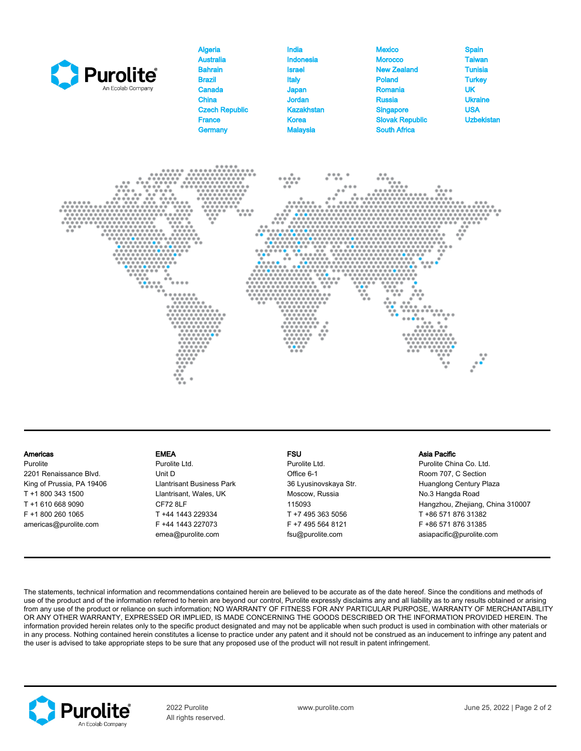Purolite
An Ecolab Company

Algeria
Australia
Bahrain
Brazil
Canada
China
Czech Republic
France
Germany
India
Indonesia
Israel
Italy
Japan
Jordan
Kazakhstan
Korea
Malaysia
Mexico
Morocco
New Zealand
Poland
Romania
Russia
Singapore
Slovak Republic
South Africa
Spain
Taiwan
Tunisia
Turkey
UK
Ukraine
USA
Uzbekistan

**Americas**
Purolite
2201 Renaissance Blvd.
King of Prussia, PA 19406
T +1 800 343 1500
T +1 610 668 9090
F +1 800 260 1065
americas@purolite.com

**EMEA**
Purolite Ltd.
Unit D
Llantrisant Business Park
Llantrisant, Wales, UK
CF72 8LF
T +44 1443 229334
F +44 1443 227073
emea@purolite.com

**FSU**
Purolite Ltd.
Office 6-1
36 Lyusinovskaya Str.
Moscow, Russia
115093
T +7 495 363 5056
F +7 495 564 8121
fsu@purolite.com

**Asia Pacific**
Purolite China Co. Ltd.
Room 707, C Section
Huanglong Century Plaza
No.3 Hangda Road
Hangzhou, Zhejiang, China 310007
T +86 571 876 31382
F +86 571 876 31385
asiapacific@purolite.com

The statements, technical information and recommendations contained herein are believed to be accurate as of the date hereof. Since the conditions and methods of use of the product and of the information referred to herein are beyond our control, Purolite expressly disclaims any and all liability as to any results obtained or arising from any use of the product or reliance on such information; NO WARRANTY OF FITNESS FOR ANY PARTICULAR PURPOSE, WARRANTY OF MERCHANTABILITY OR ANY OTHER WARRANTY, EXPRESSED OR IMPLIED, IS MADE CONCERNING THE GOODS DESCRIBED OR THE INFORMATION PROVIDED HEREIN. The information provided herein relates only to the specific product designated and may not be applicable when such product is used in combination with other materials or in any process. Nothing contained herein constitutes a license to practice under any patent and it should not be construed as an inducement to infringe any patent and the user is advised to take appropriate steps to be sure that any proposed use of the product will not result in patent infringement.

2022 Purolite
All rights reserved.

www.purolite.com

June 25, 2022